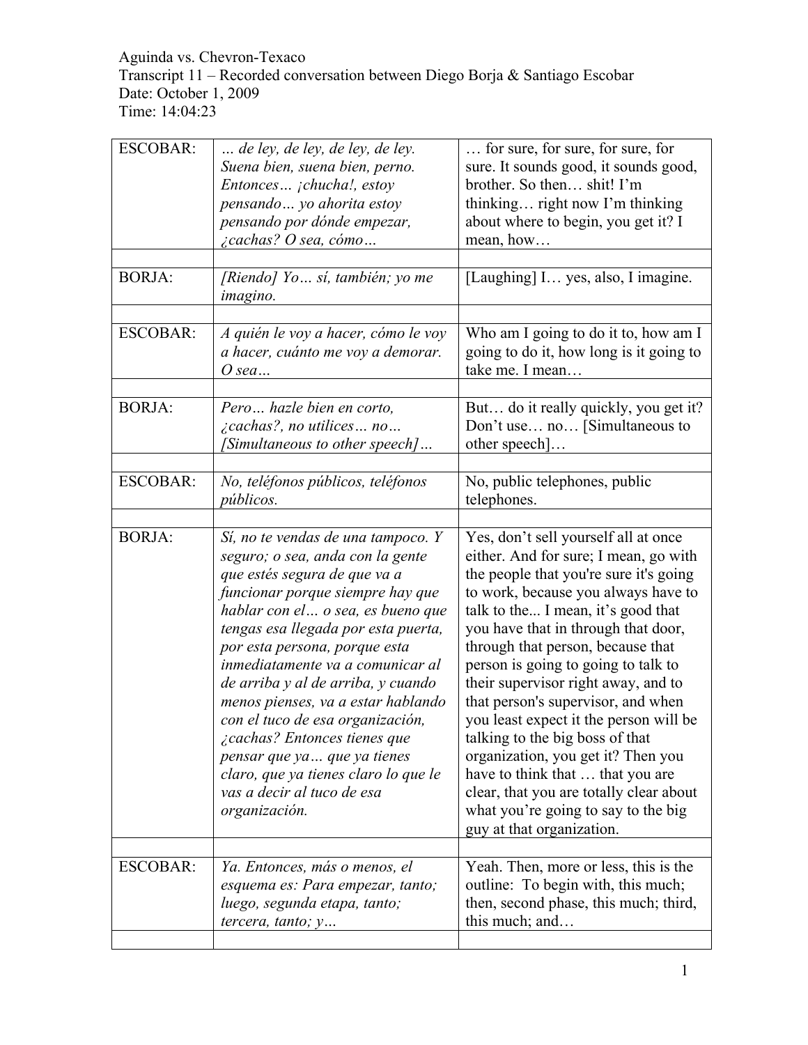Aguinda vs. Chevron-Texaco
Transcript 11 – Recorded conversation between Diego Borja & Santiago Escobar
Date: October 1, 2009
Time: 14:04:23

| | | |
|---|---|---|
| ESCOBAR: | *… de ley, de ley, de ley, de ley. Suena bien, suena bien, perno. Entonces… ¡chucha!, estoy pensando… yo ahorita estoy pensando por dónde empezar, ¿cachas? O sea, cómo…* | … for sure, for sure, for sure, for sure. It sounds good, it sounds good, brother. So then… shit! I'm thinking… right now I'm thinking about where to begin, you get it? I mean, how… |
| | | |
| BORJA: | *[Riendo] Yo… sí, también; yo me imagino.* | [Laughing] I… yes, also, I imagine. |
| | | |
| ESCOBAR: | *A quién le voy a hacer, cómo le voy a hacer, cuánto me voy a demorar. O sea…* | Who am I going to do it to, how am I going to do it, how long is it going to take me. I mean… |
| | | |
| BORJA: | *Pero… hazle bien en corto, ¿cachas?, no utilices… no… [Simultaneous to other speech]…* | But… do it really quickly, you get it? Don't use… no… [Simultaneous to other speech]… |
| | | |
| ESCOBAR: | *No, teléfonos públicos, teléfonos públicos.* | No, public telephones, public telephones. |
| | | |
| BORJA: | *Sí, no te vendas de una tampoco. Y seguro; o sea, anda con la gente que estés segura de que va a funcionar porque siempre hay que hablar con el… o sea, es bueno que tengas esa llegada por esta puerta, por esta persona, porque esta inmediatamente va a comunicar al de arriba y al de arriba, y cuando menos pienses, va a estar hablando con el tuco de esa organización, ¿cachas? Entonces tienes que pensar que ya… que ya tienes claro, que ya tienes claro lo que le vas a decir al tuco de esa organización.* | Yes, don't sell yourself all at once either. And for sure; I mean, go with the people that you're sure it's going to work, because you always have to talk to the... I mean, it's good that you have that in through that door, through that person, because that person is going to going to talk to their supervisor right away, and to that person's supervisor, and when you least expect it the person will be talking to the big boss of that organization, you get it? Then you have to think that … that you are clear, that you are totally clear about what you're going to say to the big guy at that organization. |
| | | |
| ESCOBAR: | *Ya. Entonces, más o menos, el esquema es: Para empezar, tanto; luego, segunda etapa, tanto; tercera, tanto; y…* | Yeah. Then, more or less, this is the outline: To begin with, this much; then, second phase, this much; third, this much; and… |
| | | |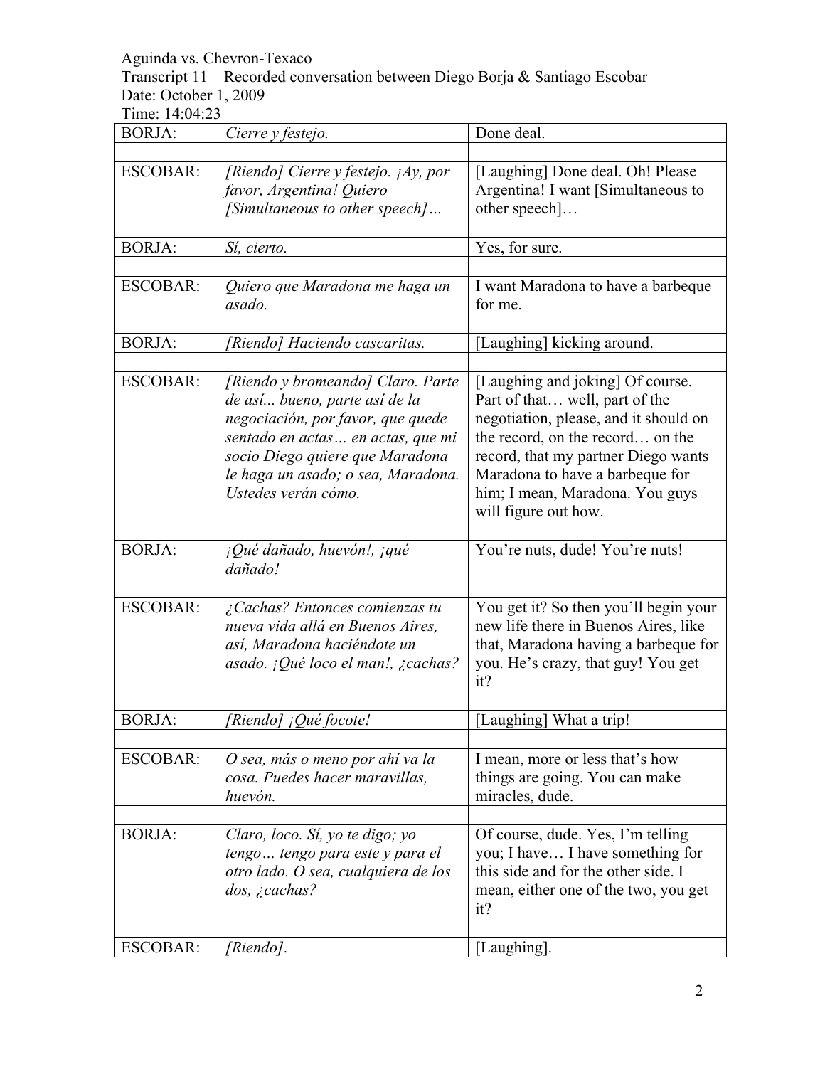Aguinda vs. Chevron-Texaco
Transcript 11 – Recorded conversation between Diego Borja & Santiago Escobar
Date: October 1, 2009
Time: 14:04:23

| | | |
|---|---|---|
| BORJA: | *Cierre y festejo.* | Done deal. |
| | | |
| ESCOBAR: | *[Riendo] Cierre y festejo. ¡Ay, por favor, Argentina! Quiero [Simultaneous to other speech]…* | [Laughing] Done deal. Oh! Please Argentina! I want [Simultaneous to other speech]… |
| | | |
| BORJA: | *Sí, cierto.* | Yes, for sure. |
| | | |
| ESCOBAR: | *Quiero que Maradona me haga un asado.* | I want Maradona to have a barbeque for me. |
| | | |
| BORJA: | *[Riendo] Haciendo cascaritas.* | [Laughing] kicking around. |
| | | |
| ESCOBAR: | *[Riendo y bromeando] Claro. Parte de así... bueno, parte así de la negociación, por favor, que quede sentado en actas… en actas, que mi socio Diego quiere que Maradona le haga un asado; o sea, Maradona. Ustedes verán cómo.* | [Laughing and joking] Of course. Part of that… well, part of the negotiation, please, and it should on the record, on the record… on the record, that my partner Diego wants Maradona to have a barbeque for him; I mean, Maradona. You guys will figure out how. |
| | | |
| BORJA: | *¡Qué dañado, huevón!, ¡qué dañado!* | You're nuts, dude! You're nuts! |
| | | |
| ESCOBAR: | *¿Cachas? Entonces comienzas tu nueva vida allá en Buenos Aires, así, Maradona haciéndote un asado. ¡Qué loco el man!, ¿cachas?* | You get it? So then you'll begin your new life there in Buenos Aires, like that, Maradona having a barbeque for you. He's crazy, that guy! You get it? |
| | | |
| BORJA: | *[Riendo] ¡Qué focote!* | [Laughing] What a trip! |
| | | |
| ESCOBAR: | *O sea, más o meno por ahí va la cosa. Puedes hacer maravillas, huevón.* | I mean, more or less that's how things are going. You can make miracles, dude. |
| | | |
| BORJA: | *Claro, loco. Sí, yo te digo; yo tengo… tengo para este y para el otro lado. O sea, cualquiera de los dos, ¿cachas?* | Of course, dude. Yes, I'm telling you; I have… I have something for this side and for the other side. I mean, either one of the two, you get it? |
| | | |
| ESCOBAR: | *[Riendo].* | [Laughing]. |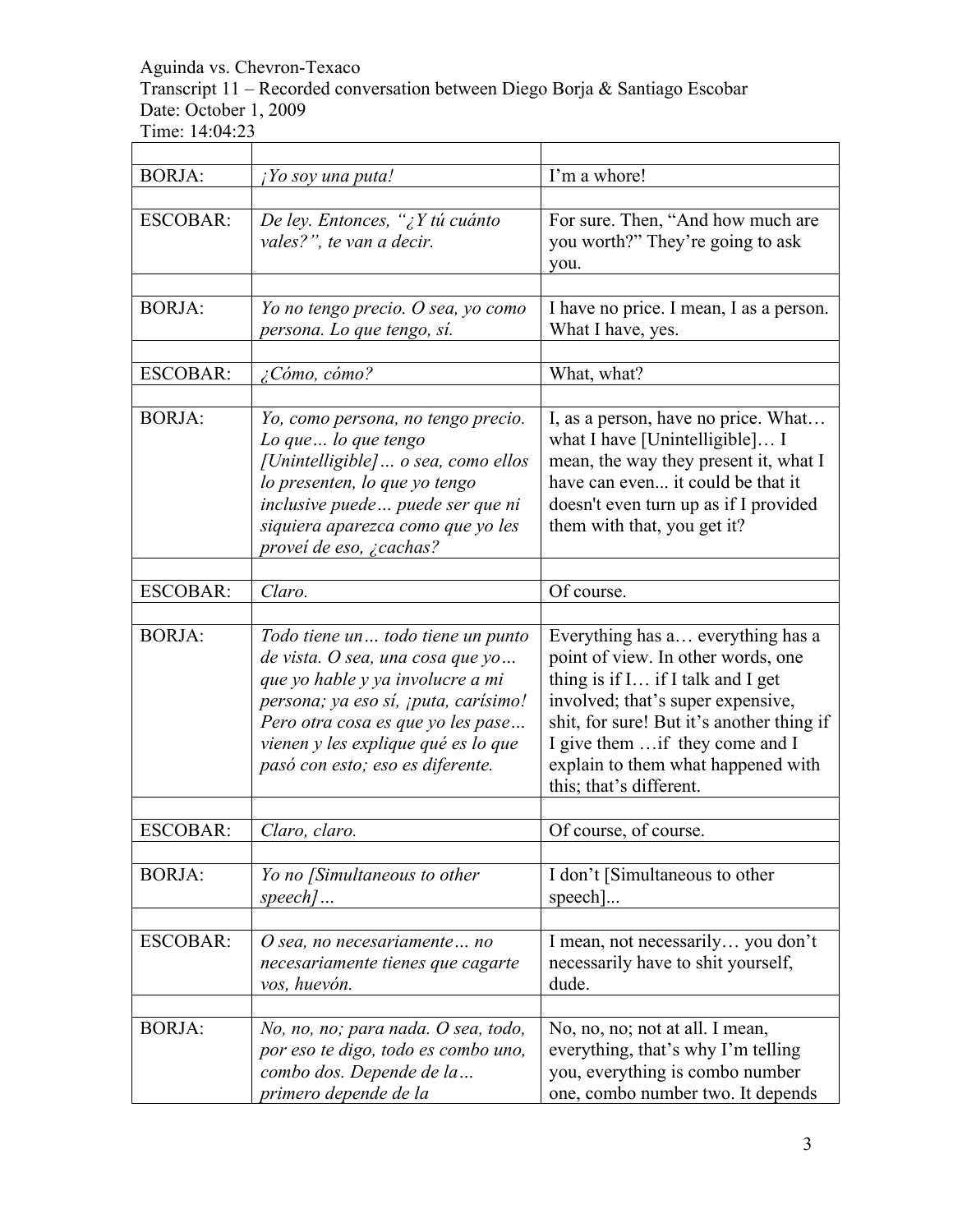| | | |
|---|---|---|
| BORJA: | *¡Yo soy una puta!* | I'm a whore! |
| ESCOBAR: | *De ley. Entonces, "¿Y tú cuánto vales?", te van a decir.* | For sure. Then, "And how much are you worth?" They're going to ask you. |
| BORJA: | *Yo no tengo precio. O sea, yo como persona. Lo que tengo, sí.* | I have no price. I mean, I as a person. What I have, yes. |
| ESCOBAR: | *¿Cómo, cómo?* | What, what? |
| BORJA: | *Yo, como persona, no tengo precio. Lo que… lo que tengo [Unintelligible]… o sea, como ellos lo presenten, lo que yo tengo inclusive puede… puede ser que ni siquiera aparezca como que yo les proveí de eso, ¿cachas?* | I, as a person, have no price. What… what I have [Unintelligible]… I mean, the way they present it, what I have can even... it could be that it doesn't even turn up as if I provided them with that, you get it? |
| ESCOBAR: | *Claro.* | Of course. |
| BORJA: | *Todo tiene un… todo tiene un punto de vista. O sea, una cosa que yo… que yo hable y ya involucre a mi persona; ya eso sí, ¡puta, carísimo! Pero otra cosa es que yo les pase… vienen y les explique qué es lo que pasó con esto; eso es diferente.* | Everything has a… everything has a point of view. In other words, one thing is if I… if I talk and I get involved; that's super expensive, shit, for sure! But it's another thing if I give them …if they come and I explain to them what happened with this; that's different. |
| ESCOBAR: | *Claro, claro.* | Of course, of course. |
| BORJA: | *Yo no [Simultaneous to other speech]…* | I don't [Simultaneous to other speech]... |
| ESCOBAR: | *O sea, no necesariamente… no necesariamente tienes que cagarte vos, huevón.* | I mean, not necessarily… you don't necessarily have to shit yourself, dude. |
| BORJA: | *No, no, no; para nada. O sea, todo, por eso te digo, todo es combo uno, combo dos. Depende de la… primero depende de la* | No, no, no; not at all. I mean, everything, that's why I'm telling you, everything is combo number one, combo number two. It depends |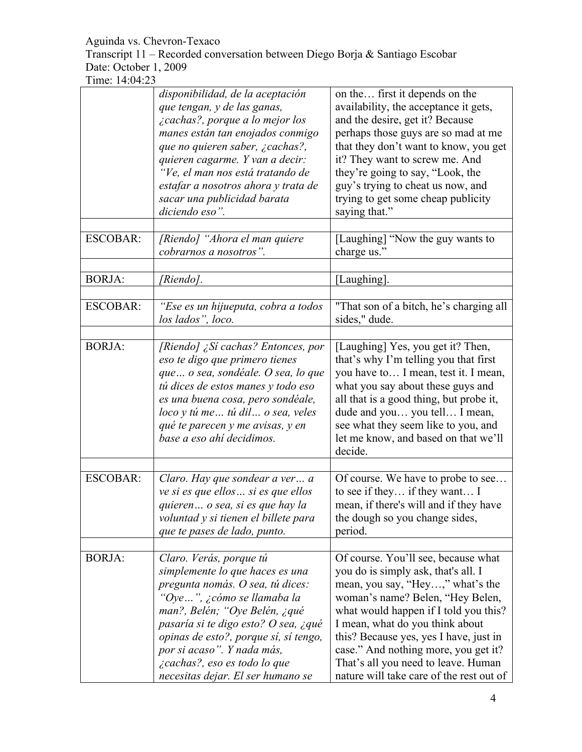| | | |
|---|---|---|
| | *disponibilidad, de la aceptación que tengan, y de las ganas, ¿cachas?, porque a lo mejor los manes están tan enojados conmigo que no quieren saber, ¿cachas?, quieren cagarme. Y van a decir: "Ve, el man nos está tratando de estafar a nosotros ahora y trata de sacar una publicidad barata diciendo eso".* | on the… first it depends on the availability, the acceptance it gets, and the desire, get it? Because perhaps those guys are so mad at me that they don't want to know, you get it? They want to screw me. And they're going to say, "Look, the guy's trying to cheat us now, and trying to get some cheap publicity saying that." |
| | | |
| ESCOBAR: | *[Riendo] "Ahora el man quiere cobrarnos a nosotros".* | [Laughing] "Now the guy wants to charge us." |
| | | |
| BORJA: | *[Riendo].* | [Laughing]. |
| | | |
| ESCOBAR: | *"Ese es un hijueputa, cobra a todos los lados", loco.* | "That son of a bitch, he's charging all sides," dude. |
| | | |
| BORJA: | *[Riendo] ¿Sí cachas? Entonces, por eso te digo que primero tienes que… o sea, sondéale. O sea, lo que tú dices de estos manes y todo eso es una buena cosa, pero sondéale, loco y tú me… tú dil… o sea, veles qué te parecen y me avisas, y en base a eso ahí decidimos.* | [Laughing] Yes, you get it? Then, that's why I'm telling you that first you have to… I mean, test it. I mean, what you say about these guys and all that is a good thing, but probe it, dude and you… you tell… I mean, see what they seem like to you, and let me know, and based on that we'll decide. |
| | | |
| ESCOBAR: | *Claro. Hay que sondear a ver… a ve si es que ellos… si es que ellos quieren… o sea, si es que hay la voluntad y si tienen el billete para que te pases de lado, punto.* | Of course. We have to probe to see… to see if they… if they want… I mean, if there's will and if they have the dough so you change sides, period. |
| | | |
| BORJA: | *Claro. Verás, porque tú simplemente lo que haces es una pregunta nomás. O sea, tú dices: "Oye…", ¿cómo se llamaba la man?, Belén; "Oye Belén, ¿qué pasaría si te digo esto? O sea, ¿qué opinas de esto?, porque sí, sí tengo, por si acaso". Y nada más, ¿cachas?, eso es todo lo que necesitas dejar. El ser humano se* | Of course. You'll see, because what you do is simply ask, that's all. I mean, you say, "Hey…," what's the woman's name? Belen, "Hey Belen, what would happen if I told you this? I mean, what do you think about this? Because yes, yes I have, just in case." And nothing more, you get it? That's all you need to leave. Human nature will take care of the rest out of |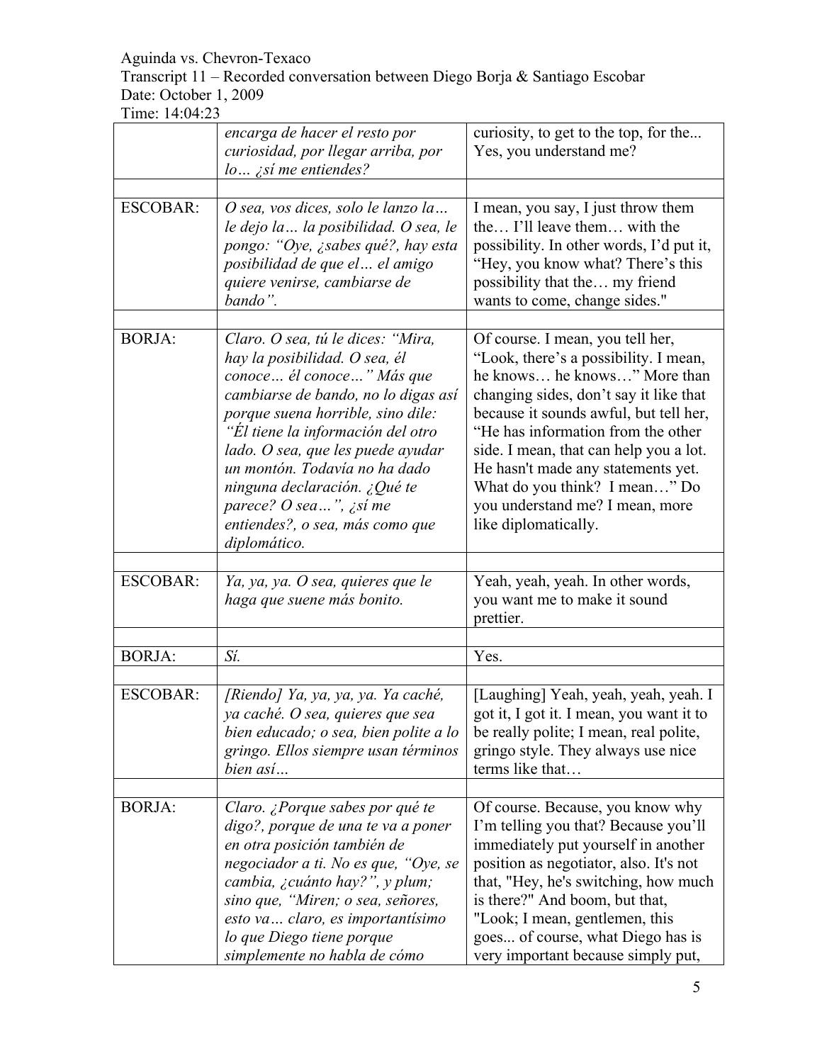| | | |
|---|---|---|
| | *encarga de hacer el resto por curiosidad, por llegar arriba, por lo… ¿sí me entiendes?* | curiosity, to get to the top, for the... Yes, you understand me? |
| | | |
| ESCOBAR: | *O sea, vos dices, solo le lanzo la… le dejo la… la posibilidad. O sea, le pongo: "Oye, ¿sabes qué?, hay esta posibilidad de que el… el amigo quiere venirse, cambiarse de bando".* | I mean, you say, I just throw them the… I'll leave them… with the possibility. In other words, I'd put it, "Hey, you know what? There's this possibility that the… my friend wants to come, change sides." |
| | | |
| BORJA: | *Claro. O sea, tú le dices: "Mira, hay la posibilidad. O sea, él conoce… él conoce…" Más que cambiarse de bando, no lo digas así porque suena horrible, sino dile: "Él tiene la información del otro lado. O sea, que les puede ayudar un montón. Todavía no ha dado ninguna declaración. ¿Qué te parece? O sea…", ¿sí me entiendes?, o sea, más como que diplomático.* | Of course. I mean, you tell her, "Look, there's a possibility. I mean, he knows… he knows…" More than changing sides, don't say it like that because it sounds awful, but tell her, "He has information from the other side. I mean, that can help you a lot. He hasn't made any statements yet. What do you think? I mean…" Do you understand me? I mean, more like diplomatically. |
| | | |
| ESCOBAR: | *Ya, ya, ya. O sea, quieres que le haga que suene más bonito.* | Yeah, yeah, yeah. In other words, you want me to make it sound prettier. |
| | | |
| BORJA: | *Sí.* | Yes. |
| | | |
| ESCOBAR: | *[Riendo] Ya, ya, ya, ya. Ya caché, ya caché. O sea, quieres que sea bien educado; o sea, bien polite a lo gringo. Ellos siempre usan términos bien así…* | [Laughing] Yeah, yeah, yeah, yeah. I got it, I got it. I mean, you want it to be really polite; I mean, real polite, gringo style. They always use nice terms like that… |
| | | |
| BORJA: | *Claro. ¿Porque sabes por qué te digo?, porque de una te va a poner en otra posición también de negociador a ti. No es que, "Oye, se cambia, ¿cuánto hay?", y plum; sino que, "Miren; o sea, señores, esto va… claro, es importantísimo lo que Diego tiene porque simplemente no habla de cómo* | Of course. Because, you know why I'm telling you that? Because you'll immediately put yourself in another position as negotiator, also. It's not that, "Hey, he's switching, how much is there?" And boom, but that, "Look; I mean, gentlemen, this goes... of course, what Diego has is very important because simply put, |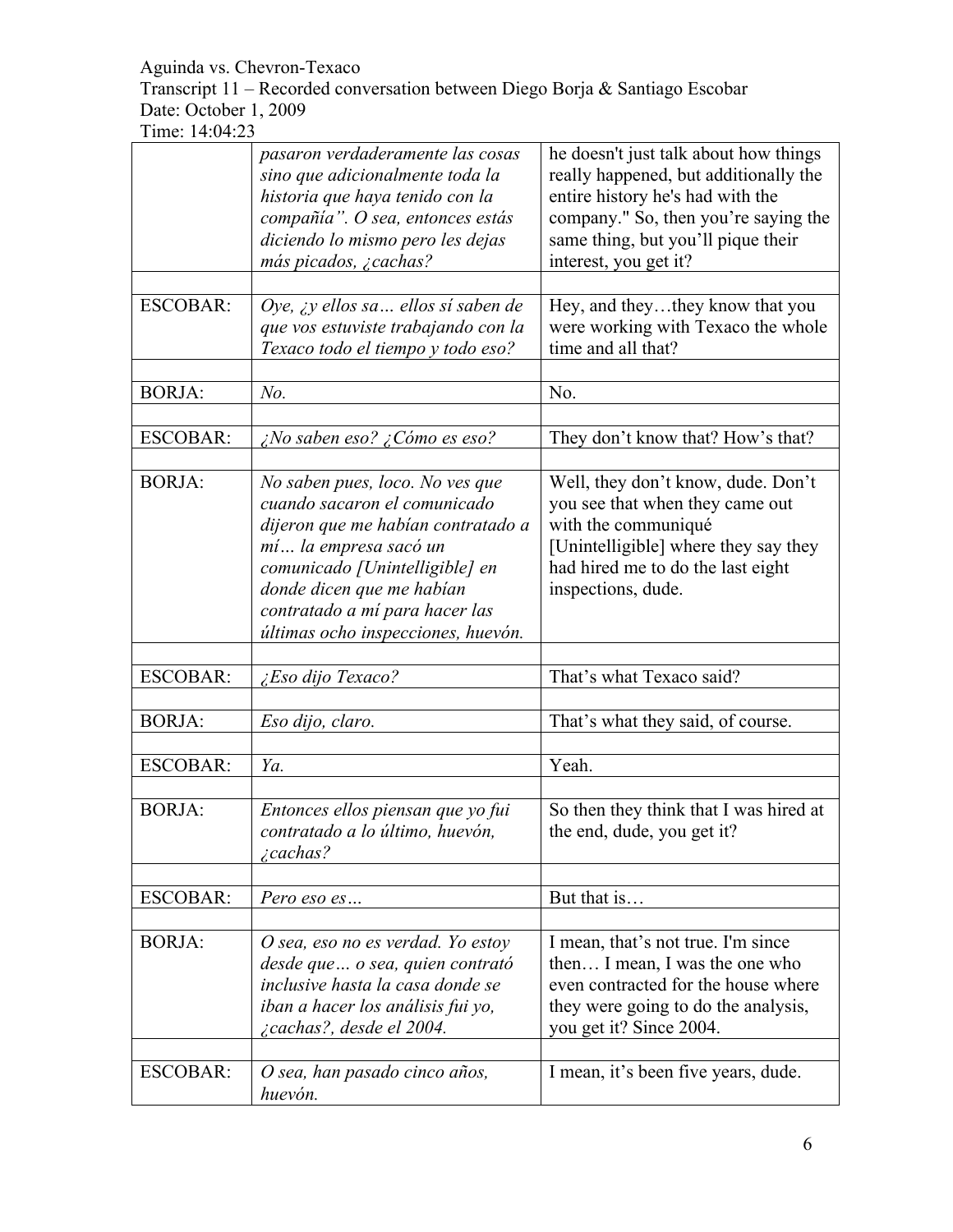| | | |
|---|---|---|
| | *pasaron verdaderamente las cosas sino que adicionalmente toda la historia que haya tenido con la compañía". O sea, entonces estás diciendo lo mismo pero les dejas más picados, ¿cachas?* | he doesn't just talk about how things really happened, but additionally the entire history he's had with the company." So, then you're saying the same thing, but you'll pique their interest, you get it? |
| | | |
| ESCOBAR: | *Oye, ¿y ellos sa… ellos sí saben de que vos estuviste trabajando con la Texaco todo el tiempo y todo eso?* | Hey, and they…they know that you were working with Texaco the whole time and all that? |
| | | |
| BORJA: | *No.* | No. |
| | | |
| ESCOBAR: | *¿No saben eso? ¿Cómo es eso?* | They don't know that? How's that? |
| | | |
| BORJA: | *No saben pues, loco. No ves que cuando sacaron el comunicado dijeron que me habían contratado a mí… la empresa sacó un comunicado [Unintelligible] en donde dicen que me habían contratado a mí para hacer las últimas ocho inspecciones, huevón.* | Well, they don't know, dude. Don't you see that when they came out with the communiqué [Unintelligible] where they say they had hired me to do the last eight inspections, dude. |
| | | |
| ESCOBAR: | *¿Eso dijo Texaco?* | That's what Texaco said? |
| | | |
| BORJA: | *Eso dijo, claro.* | That's what they said, of course. |
| | | |
| ESCOBAR: | *Ya.* | Yeah. |
| | | |
| BORJA: | *Entonces ellos piensan que yo fui contratado a lo último, huevón, ¿cachas?* | So then they think that I was hired at the end, dude, you get it? |
| | | |
| ESCOBAR: | *Pero eso es…* | But that is… |
| | | |
| BORJA: | *O sea, eso no es verdad. Yo estoy desde que… o sea, quien contrató inclusive hasta la casa donde se iban a hacer los análisis fui yo, ¿cachas?, desde el 2004.* | I mean, that's not true. I'm since then… I mean, I was the one who even contracted for the house where they were going to do the analysis, you get it? Since 2004. |
| | | |
| ESCOBAR: | *O sea, han pasado cinco años, huevón.* | I mean, it's been five years, dude. |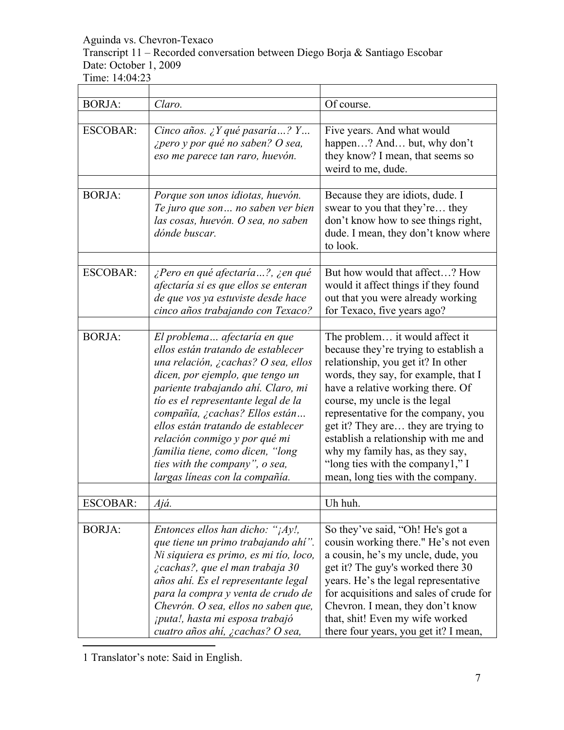Aguinda vs. Chevron-Texaco
Transcript 11 – Recorded conversation between Diego Borja & Santiago Escobar
Date: October 1, 2009
Time: 14:04:23

| | | |
|---|---|---|
| BORJA: | *Claro.* | Of course. |
| ESCOBAR: | *Cinco años. ¿Y qué pasaría…? Y… ¿pero y por qué no saben? O sea, eso me parece tan raro, huevón.* | Five years. And what would happen…? And… but, why don't they know? I mean, that seems so weird to me, dude. |
| BORJA: | *Porque son unos idiotas, huevón. Te juro que son… no saben ver bien las cosas, huevón. O sea, no saben dónde buscar.* | Because they are idiots, dude. I swear to you that they're… they don't know how to see things right, dude. I mean, they don't know where to look. |
| ESCOBAR: | *¿Pero en qué afectaría…?, ¿en qué afectaría si es que ellos se enteran de que vos ya estuviste desde hace cinco años trabajando con Texaco?* | But how would that affect…? How would it affect things if they found out that you were already working for Texaco, five years ago? |
| BORJA: | *El problema… afectaría en que ellos están tratando de establecer una relación, ¿cachas? O sea, ellos dicen, por ejemplo, que tengo un pariente trabajando ahí. Claro, mi tío es el representante legal de la compañía, ¿cachas? Ellos están… ellos están tratando de establecer relación conmigo y por qué mi familia tiene, como dicen, "long ties with the company", o sea, largas líneas con la compañía.* | The problem… it would affect it because they're trying to establish a relationship, you get it? In other words, they say, for example, that I have a relative working there. Of course, my uncle is the legal representative for the company, you get it? They are… they are trying to establish a relationship with me and why my family has, as they say, "long ties with the company[1]," I mean, long ties with the company. |
| ESCOBAR: | *Ajá.* | Uh huh. |
| BORJA: | *Entonces ellos han dicho: "¡Ay!, que tiene un primo trabajando ahí". Ni siquiera es primo, es mi tío, loco, ¿cachas?, que el man trabaja 30 años ahí. Es el representante legal para la compra y venta de crudo de Chevrón. O sea, ellos no saben que, ¡puta!, hasta mi esposa trabajó cuatro años ahí, ¿cachas? O sea,* | So they've said, "Oh! He's got a cousin working there." He's not even a cousin, he's my uncle, dude, you get it? The guy's worked there 30 years. He's the legal representative for acquisitions and sales of crude for Chevron. I mean, they don't know that, shit! Even my wife worked there four years, you get it? I mean, |

[1] Translator's note: Said in English.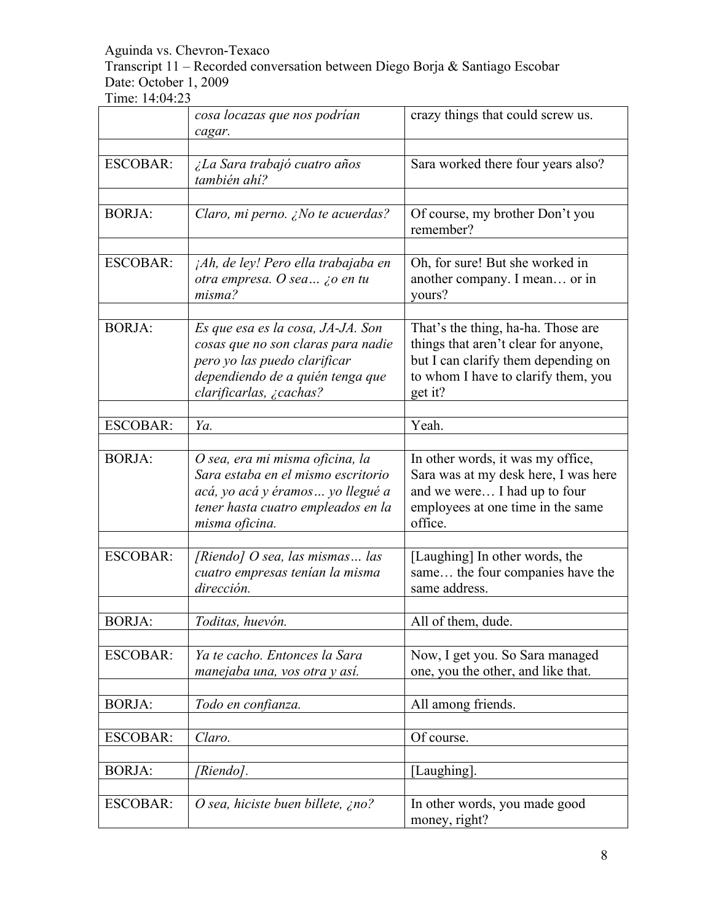| | | |
|---|---|---|
| | *cosa locazas que nos podrían cagar.* | crazy things that could screw us. |
| ESCOBAR: | *¿La Sara trabajó cuatro años también ahí?* | Sara worked there four years also? |
| BORJA: | *Claro, mi perno. ¿No te acuerdas?* | Of course, my brother Don't you remember? |
| ESCOBAR: | *¡Ah, de ley! Pero ella trabajaba en otra empresa. O sea… ¿o en tu misma?* | Oh, for sure! But she worked in another company. I mean… or in yours? |
| BORJA: | *Es que esa es la cosa, JA-JA. Son cosas que no son claras para nadie pero yo las puedo clarificar dependiendo de a quién tenga que clarificarlas, ¿cachas?* | That's the thing, ha-ha. Those are things that aren't clear for anyone, but I can clarify them depending on to whom I have to clarify them, you get it? |
| ESCOBAR: | *Ya.* | Yeah. |
| BORJA: | *O sea, era mi misma oficina, la Sara estaba en el mismo escritorio acá, yo acá y éramos… yo llegué a tener hasta cuatro empleados en la misma oficina.* | In other words, it was my office, Sara was at my desk here, I was here and we were… I had up to four employees at one time in the same office. |
| ESCOBAR: | *[Riendo] O sea, las mismas… las cuatro empresas tenían la misma dirección.* | [Laughing] In other words, the same… the four companies have the same address. |
| BORJA: | *Toditas, huevón.* | All of them, dude. |
| ESCOBAR: | *Ya te cacho. Entonces la Sara manejaba una, vos otra y así.* | Now, I get you. So Sara managed one, you the other, and like that. |
| BORJA: | *Todo en confianza.* | All among friends. |
| ESCOBAR: | *Claro.* | Of course. |
| BORJA: | *[Riendo].* | [Laughing]. |
| ESCOBAR: | *O sea, hiciste buen billete, ¿no?* | In other words, you made good money, right? |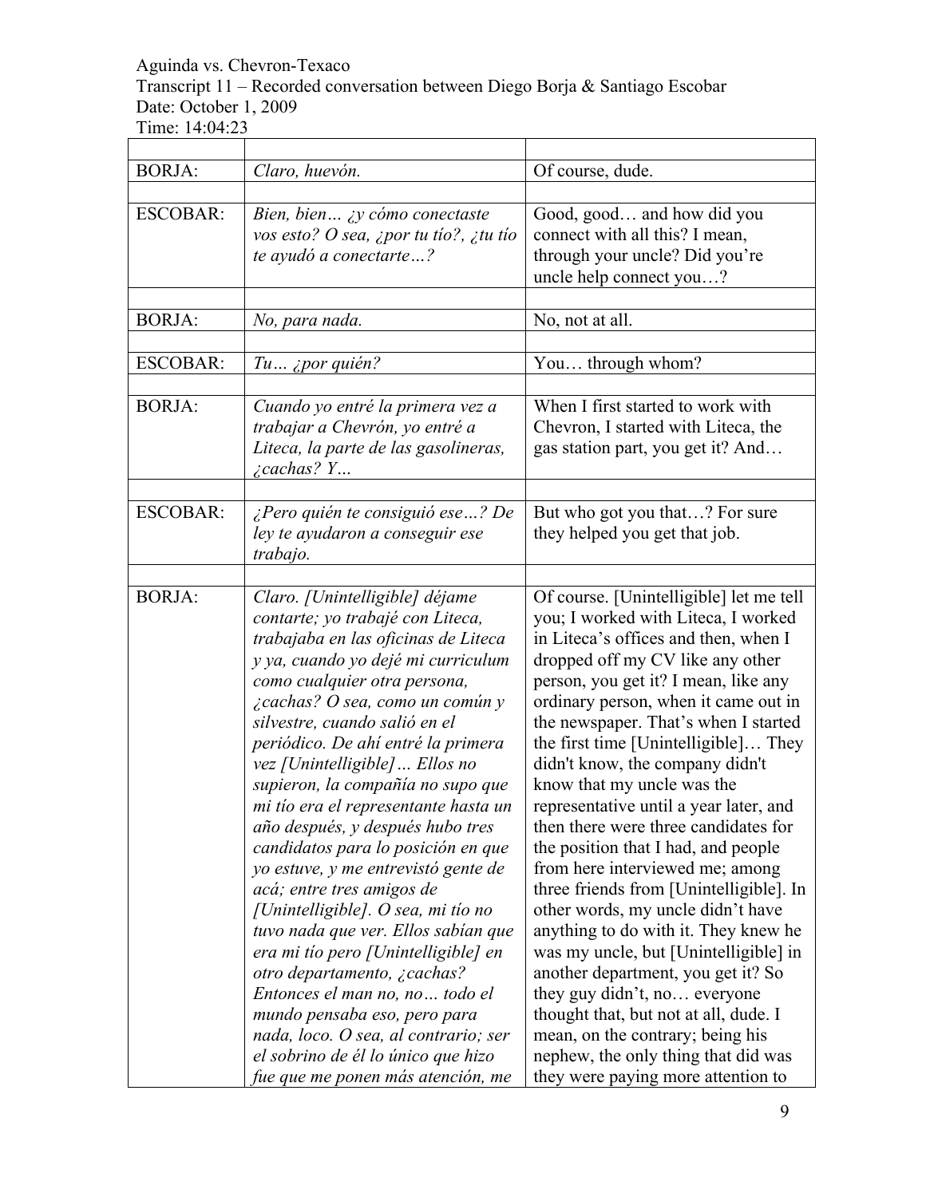Aguinda vs. Chevron-Texaco
Transcript 11 – Recorded conversation between Diego Borja & Santiago Escobar
Date: October 1, 2009
Time: 14:04:23

| | | |
|---|---|---|
| BORJA: | *Claro, huevón.* | Of course, dude. |
| | | |
| ESCOBAR: | *Bien, bien… ¿y cómo conectaste vos esto? O sea, ¿por tu tío?, ¿tu tío te ayudó a conectarte…?* | Good, good… and how did you connect with all this? I mean, through your uncle? Did you're uncle help connect you…? |
| | | |
| BORJA: | *No, para nada.* | No, not at all. |
| | | |
| ESCOBAR: | *Tu… ¿por quién?* | You… through whom? |
| | | |
| BORJA: | *Cuando yo entré la primera vez a trabajar a Chevrón, yo entré a Liteca, la parte de las gasolineras, ¿cachas? Y…* | When I first started to work with Chevron, I started with Liteca, the gas station part, you get it? And… |
| | | |
| ESCOBAR: | *¿Pero quién te consiguió ese…? De ley te ayudaron a conseguir ese trabajo.* | But who got you that…? For sure they helped you get that job. |
| | | |
| BORJA: | *Claro. [Unintelligible] déjame contarte; yo trabajé con Liteca, trabajaba en las oficinas de Liteca y ya, cuando yo dejé mi curriculum como cualquier otra persona, ¿cachas? O sea, como un común y silvestre, cuando salió en el periódico. De ahí entré la primera vez [Unintelligible]… Ellos no supieron, la compañía no supo que mi tío era el representante hasta un año después, y después hubo tres candidatos para lo posición en que yo estuve, y me entrevistó gente de acá; entre tres amigos de [Unintelligible]. O sea, mi tío no tuvo nada que ver. Ellos sabían que era mi tío pero [Unintelligible] en otro departamento, ¿cachas? Entonces el man no, no… todo el mundo pensaba eso, pero para nada, loco. O sea, al contrario; ser el sobrino de él lo único que hizo fue que me ponen más atención, me* | Of course. [Unintelligible] let me tell you; I worked with Liteca, I worked in Liteca's offices and then, when I dropped off my CV like any other person, you get it? I mean, like any ordinary person, when it came out in the newspaper. That's when I started the first time [Unintelligible]… They didn't know, the company didn't know that my uncle was the representative until a year later, and then there were three candidates for the position that I had, and people from here interviewed me; among three friends from [Unintelligible]. In other words, my uncle didn't have anything to do with it. They knew he was my uncle, but [Unintelligible] in another department, you get it? So they guy didn't, no… everyone thought that, but not at all, dude. I mean, on the contrary; being his nephew, the only thing that did was they were paying more attention to |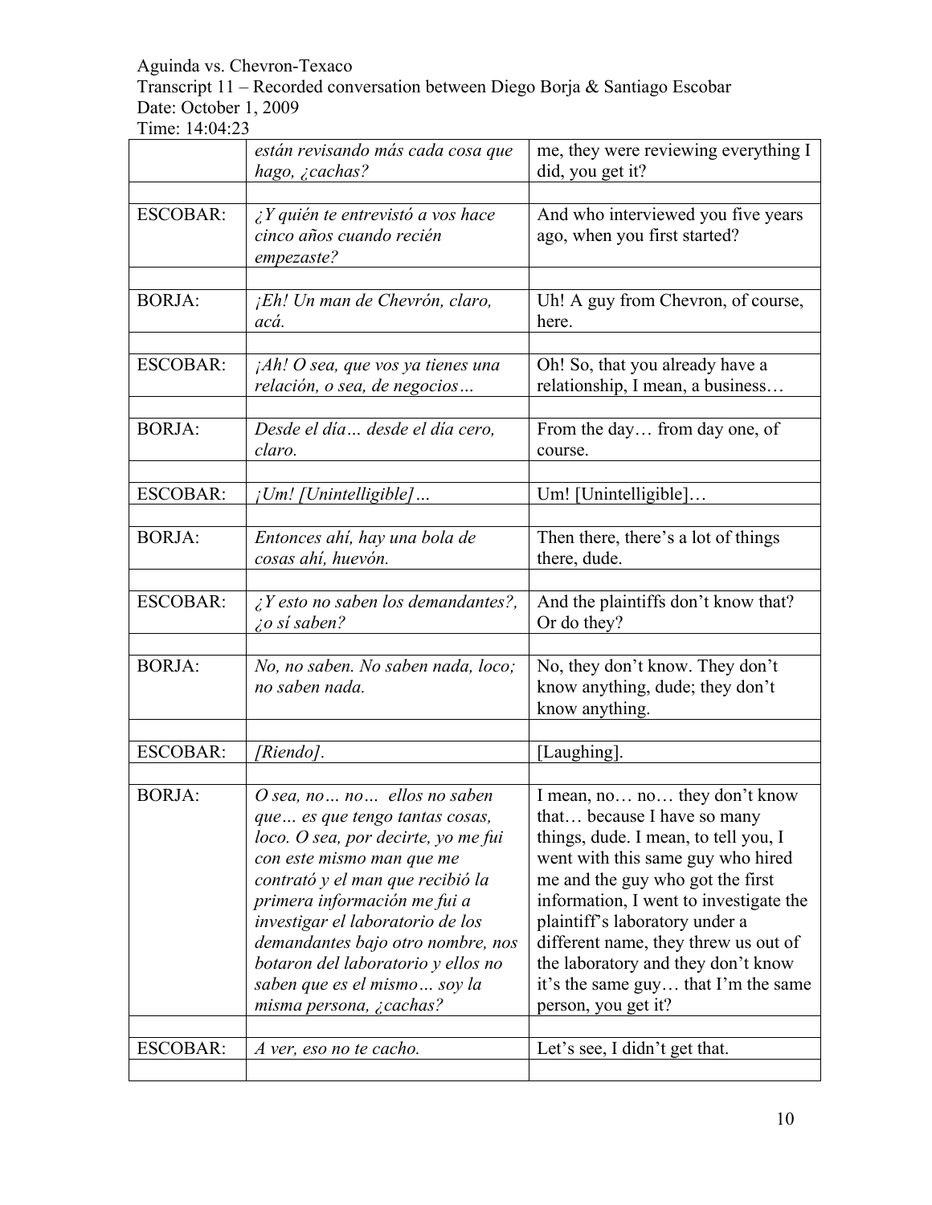| | | |
|---|---|---|
| | *están revisando más cada cosa que hago, ¿cachas?* | me, they were reviewing everything I did, you get it? |
| ESCOBAR: | *¿Y quién te entrevistó a vos hace cinco años cuando recién empezaste?* | And who interviewed you five years ago, when you first started? |
| BORJA: | *¡Eh! Un man de Chevrón, claro, acá.* | Uh! A guy from Chevron, of course, here. |
| ESCOBAR: | *¡Ah! O sea, que vos ya tienes una relación, o sea, de negocios…* | Oh! So, that you already have a relationship, I mean, a business… |
| BORJA: | *Desde el día… desde el día cero, claro.* | From the day… from day one, of course. |
| ESCOBAR: | *¡Um! [Unintelligible]…* | Um! [Unintelligible]… |
| BORJA: | *Entonces ahí, hay una bola de cosas ahí, huevón.* | Then there, there's a lot of things there, dude. |
| ESCOBAR: | *¿Y esto no saben los demandantes?, ¿o sí saben?* | And the plaintiffs don't know that? Or do they? |
| BORJA: | *No, no saben. No saben nada, loco; no saben nada.* | No, they don't know. They don't know anything, dude; they don't know anything. |
| ESCOBAR: | *[Riendo].* | [Laughing]. |
| BORJA: | *O sea, no… no… ellos no saben que… es que tengo tantas cosas, loco. O sea, por decirte, yo me fui con este mismo man que me contrató y el man que recibió la primera información me fui a investigar el laboratorio de los demandantes bajo otro nombre, nos botaron del laboratorio y ellos no saben que es el mismo… soy la misma persona, ¿cachas?* | I mean, no… no… they don't know that… because I have so many things, dude. I mean, to tell you, I went with this same guy who hired me and the guy who got the first information, I went to investigate the plaintiff's laboratory under a different name, they threw us out of the laboratory and they don't know it's the same guy… that I'm the same person, you get it? |
| ESCOBAR: | *A ver, eso no te cacho.* | Let's see, I didn't get that. |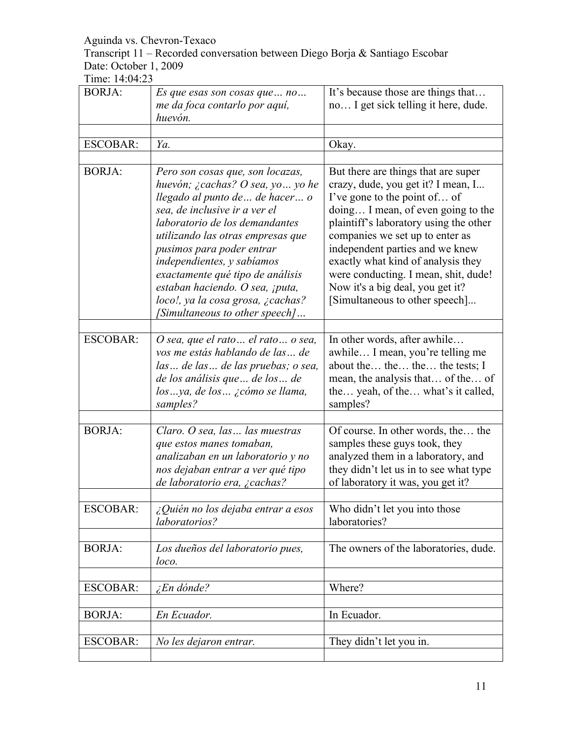Aguinda vs. Chevron-Texaco
Transcript 11 – Recorded conversation between Diego Borja & Santiago Escobar
Date: October 1, 2009
Time: 14:04:23

| | | |
|---|---|---|
| BORJA: | *Es que esas son cosas que… no… me da foca contarlo por aquí, huevón.* | It's because those are things that… no… I get sick telling it here, dude. |
| | | |
| ESCOBAR: | *Ya.* | Okay. |
| | | |
| BORJA: | *Pero son cosas que, son locazas, huevón; ¿cachas? O sea, yo… yo he llegado al punto de… de hacer… o sea, de inclusive ir a ver el laboratorio de los demandantes utilizando las otras empresas que pusimos para poder entrar independientes, y sabíamos exactamente qué tipo de análisis estaban haciendo. O sea, ¡puta, loco!, ya la cosa grosa, ¿cachas? [Simultaneous to other speech]…* | But there are things that are super crazy, dude, you get it? I mean, I... I've gone to the point of… of doing… I mean, of even going to the plaintiff's laboratory using the other companies we set up to enter as independent parties and we knew exactly what kind of analysis they were conducting. I mean, shit, dude! Now it's a big deal, you get it? [Simultaneous to other speech]... |
| | | |
| ESCOBAR: | *O sea, que el rato… el rato… o sea, vos me estás hablando de las… de las… de las… de las pruebas; o sea, de los análisis que… de los… de los…ya, de los… ¿cómo se llama, samples?* | In other words, after awhile… awhile… I mean, you're telling me about the… the… the… the tests; I mean, the analysis that… of the… of the… yeah, of the… what's it called, samples? |
| | | |
| BORJA: | *Claro. O sea, las… las muestras que estos manes tomaban, analizaban en un laboratorio y no nos dejaban entrar a ver qué tipo de laboratorio era, ¿cachas?* | Of course. In other words, the… the samples these guys took, they analyzed them in a laboratory, and they didn't let us in to see what type of laboratory it was, you get it? |
| | | |
| ESCOBAR: | *¿Quién no los dejaba entrar a esos laboratorios?* | Who didn't let you into those laboratories? |
| | | |
| BORJA: | *Los dueños del laboratorio pues, loco.* | The owners of the laboratories, dude. |
| | | |
| ESCOBAR: | *¿En dónde?* | Where? |
| | | |
| BORJA: | *En Ecuador.* | In Ecuador. |
| | | |
| ESCOBAR: | *No les dejaron entrar.* | They didn't let you in. |
| | | |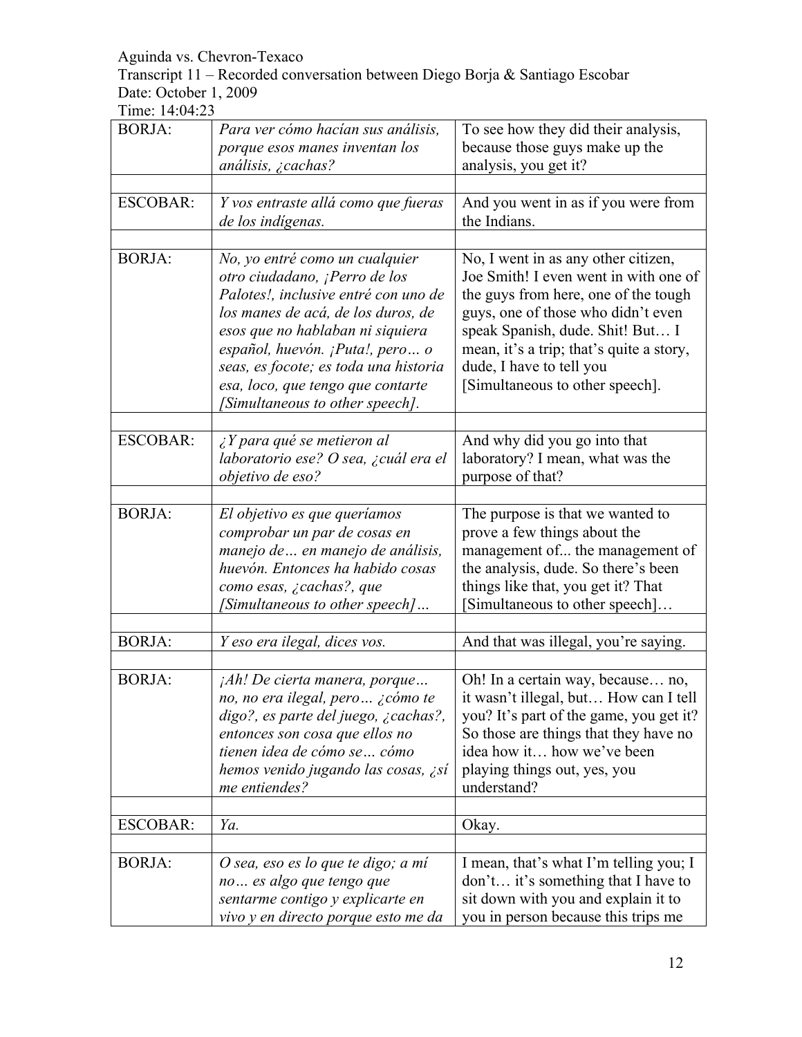Aguinda vs. Chevron-Texaco
Transcript 11 – Recorded conversation between Diego Borja & Santiago Escobar
Date: October 1, 2009
Time: 14:04:23

| | | |
|---|---|---|
| BORJA: | *Para ver cómo hacían sus análisis, porque esos manes inventan los análisis, ¿cachas?* | To see how they did their analysis, because those guys make up the analysis, you get it? |
| | | |
| ESCOBAR: | *Y vos entraste allá como que fueras de los indígenas.* | And you went in as if you were from the Indians. |
| | | |
| BORJA: | *No, yo entré como un cualquier otro ciudadano, ¡Perro de los Palotes!, inclusive entré con uno de los manes de acá, de los duros, de esos que no hablaban ni siquiera español, huevón. ¡Puta!, pero… o seas, es focote; es toda una historia esa, loco, que tengo que contarte [Simultaneous to other speech].* | No, I went in as any other citizen, Joe Smith! I even went in with one of the guys from here, one of the tough guys, one of those who didn't even speak Spanish, dude. Shit! But… I mean, it's a trip; that's quite a story, dude, I have to tell you [Simultaneous to other speech]. |
| | | |
| ESCOBAR: | *¿Y para qué se metieron al laboratorio ese? O sea, ¿cuál era el objetivo de eso?* | And why did you go into that laboratory? I mean, what was the purpose of that? |
| | | |
| BORJA: | *El objetivo es que queríamos comprobar un par de cosas en manejo de… en manejo de análisis, huevón. Entonces ha habido cosas como esas, ¿cachas?, que [Simultaneous to other speech]…* | The purpose is that we wanted to prove a few things about the management of... the management of the analysis, dude. So there's been things like that, you get it? That [Simultaneous to other speech]… |
| | | |
| BORJA: | *Y eso era ilegal, dices vos.* | And that was illegal, you're saying. |
| | | |
| BORJA: | *¡Ah! De cierta manera, porque… no, no era ilegal, pero… ¿cómo te digo?, es parte del juego, ¿cachas?, entonces son cosa que ellos no tienen idea de cómo se… cómo hemos venido jugando las cosas, ¿sí me entiendes?* | Oh! In a certain way, because… no, it wasn't illegal, but… How can I tell you? It's part of the game, you get it? So those are things that they have no idea how it… how we've been playing things out, yes, you understand? |
| | | |
| ESCOBAR: | *Ya.* | Okay. |
| | | |
| BORJA: | *O sea, eso es lo que te digo; a mí no… es algo que tengo que sentarme contigo y explicarte en vivo y en directo porque esto me da* | I mean, that's what I'm telling you; I don't… it's something that I have to sit down with you and explain it to you in person because this trips me |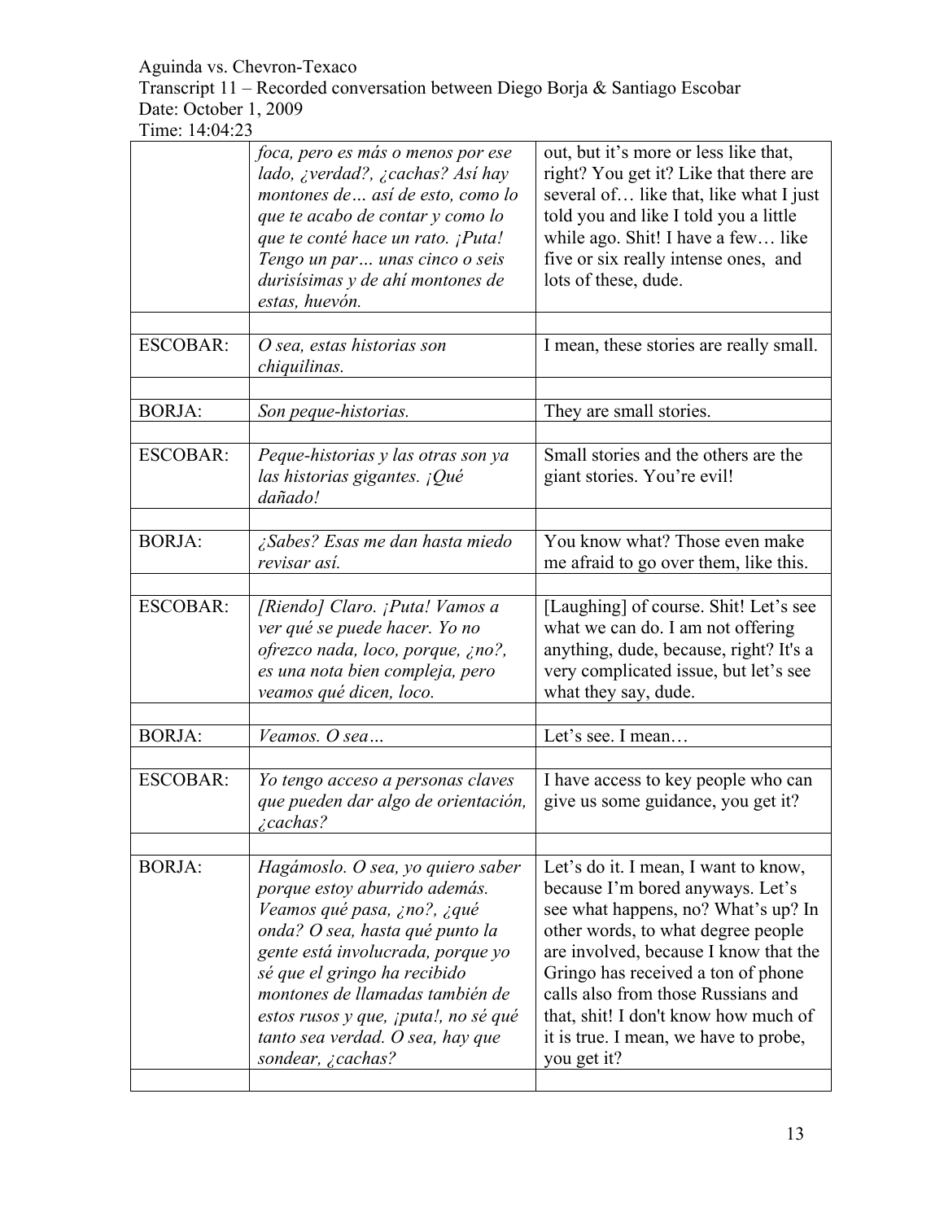| | | |
|---|---|---|
| | *foca, pero es más o menos por ese lado, ¿verdad?, ¿cachas? Así hay montones de… así de esto, como lo que te acabo de contar y como lo que te conté hace un rato. ¡Puta! Tengo un par… unas cinco o seis durisísimas y de ahí montones de estas, huevón.* | out, but it's more or less like that, right? You get it? Like that there are several of… like that, like what I just told you and like I told you a little while ago. Shit! I have a few… like five or six really intense ones, and lots of these, dude. |
| | | |
| ESCOBAR: | *O sea, estas historias son chiquilinas.* | I mean, these stories are really small. |
| | | |
| BORJA: | *Son peque-historias.* | They are small stories. |
| | | |
| ESCOBAR: | *Peque-historias y las otras son ya las historias gigantes. ¡Qué dañado!* | Small stories and the others are the giant stories. You're evil! |
| | | |
| BORJA: | *¿Sabes? Esas me dan hasta miedo revisar así.* | You know what? Those even make me afraid to go over them, like this. |
| | | |
| ESCOBAR: | *[Riendo] Claro. ¡Puta! Vamos a ver qué se puede hacer. Yo no ofrezco nada, loco, porque, ¿no?, es una nota bien compleja, pero veamos qué dicen, loco.* | [Laughing] of course. Shit! Let's see what we can do. I am not offering anything, dude, because, right? It's a very complicated issue, but let's see what they say, dude. |
| | | |
| BORJA: | *Veamos. O sea…* | Let's see. I mean… |
| | | |
| ESCOBAR: | *Yo tengo acceso a personas claves que pueden dar algo de orientación, ¿cachas?* | I have access to key people who can give us some guidance, you get it? |
| | | |
| BORJA: | *Hagámoslo. O sea, yo quiero saber porque estoy aburrido además. Veamos qué pasa, ¿no?, ¿qué onda? O sea, hasta qué punto la gente está involucrada, porque yo sé que el gringo ha recibido montones de llamadas también de estos rusos y que, ¡puta!, no sé qué tanto sea verdad. O sea, hay que sondear, ¿cachas?* | Let's do it. I mean, I want to know, because I'm bored anyways. Let's see what happens, no? What's up? In other words, to what degree people are involved, because I know that the Gringo has received a ton of phone calls also from those Russians and that, shit! I don't know how much of it is true. I mean, we have to probe, you get it? |
| | | |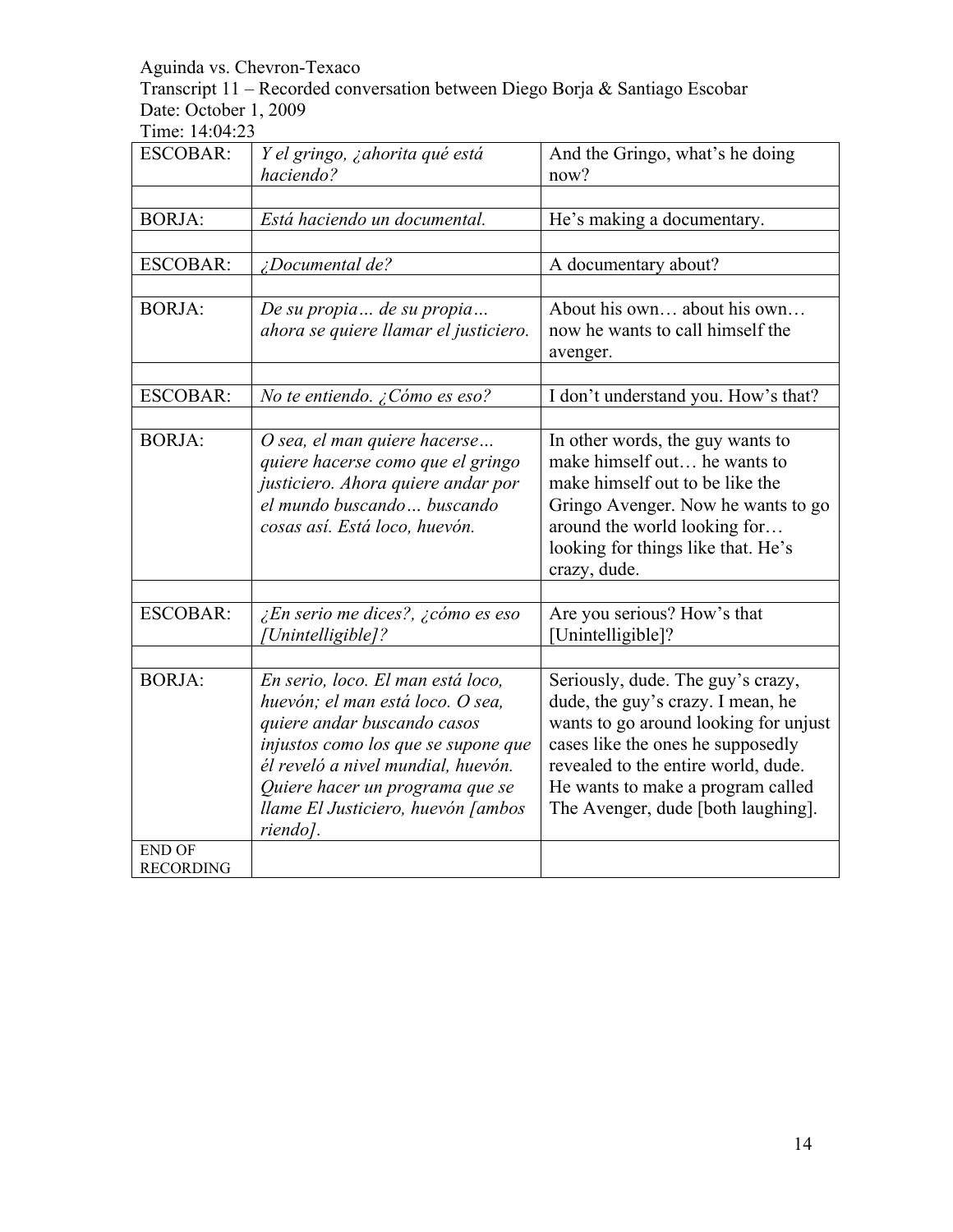Aguinda vs. Chevron-Texaco
Transcript 11 – Recorded conversation between Diego Borja & Santiago Escobar
Date: October 1, 2009
Time: 14:04:23

| | | |
|---|---|---|
| ESCOBAR: | *Y el gringo, ¿ahorita qué está haciendo?* | And the Gringo, what's he doing now? |
| | | |
| BORJA: | *Está haciendo un documental.* | He's making a documentary. |
| | | |
| ESCOBAR: | *¿Documental de?* | A documentary about? |
| | | |
| BORJA: | *De su propia… de su propia… ahora se quiere llamar el justiciero.* | About his own… about his own… now he wants to call himself the avenger. |
| | | |
| ESCOBAR: | *No te entiendo. ¿Cómo es eso?* | I don't understand you. How's that? |
| | | |
| BORJA: | *O sea, el man quiere hacerse… quiere hacerse como que el gringo justiciero. Ahora quiere andar por el mundo buscando… buscando cosas así. Está loco, huevón.* | In other words, the guy wants to make himself out… he wants to make himself out to be like the Gringo Avenger. Now he wants to go around the world looking for… looking for things like that. He's crazy, dude. |
| | | |
| ESCOBAR: | *¿En serio me dices?, ¿cómo es eso [Unintelligible]?* | Are you serious? How's that [Unintelligible]? |
| | | |
| BORJA: | *En serio, loco. El man está loco, huevón; el man está loco. O sea, quiere andar buscando casos injustos como los que se supone que él reveló a nivel mundial, huevón. Quiere hacer un programa que se llame El Justiciero, huevón [ambos riendo].* | Seriously, dude. The guy's crazy, dude, the guy's crazy. I mean, he wants to go around looking for unjust cases like the ones he supposedly revealed to the entire world, dude. He wants to make a program called The Avenger, dude [both laughing]. |
| END OF RECORDING | | |